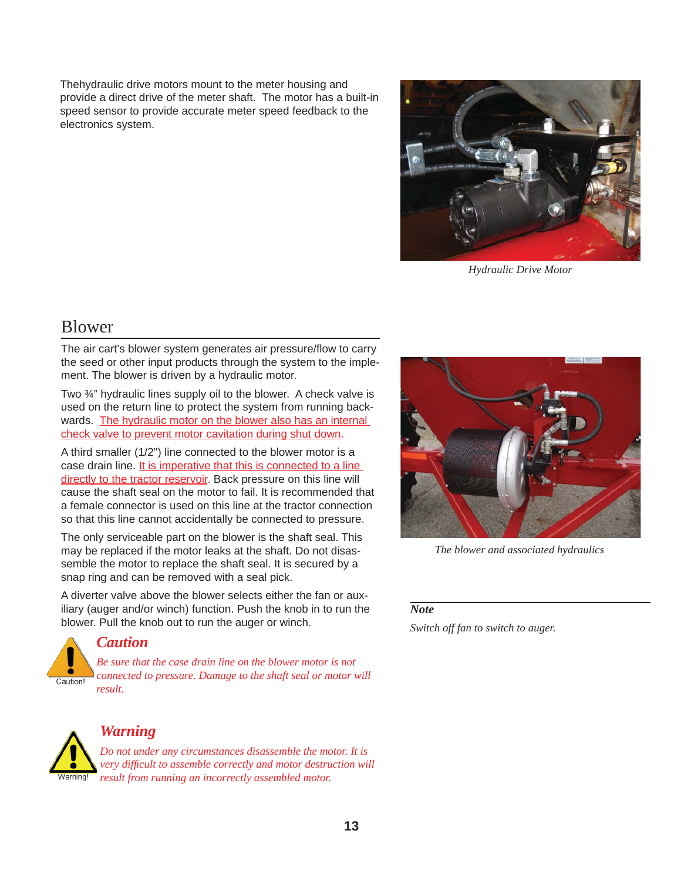Thehydraulic drive motors mount to the meter housing and provide a direct drive of the meter shaft. The motor has a built-in speed sensor to provide accurate meter speed feedback to the electronics system.

*Hydraulic Drive Motor*

## Blower

The air cart's blower system generates air pressure/flow to carry the seed or other input products through the system to the implement. The blower is driven by a hydraulic motor.

Two ¾" hydraulic lines supply oil to the blower. A check valve is used on the return line to protect the system from running backwards. The hydraulic motor on the blower also has an internal check valve to prevent motor cavitation during shut down.

A third smaller (1/2") line connected to the blower motor is a case drain line. It is imperative that this is connected to a line directly to the tractor reservoir. Back pressure on this line will cause the shaft seal on the motor to fail. It is recommended that a female connector is used on this line at the tractor connection so that this line cannot accidentally be connected to pressure.

The only serviceable part on the blower is the shaft seal. This may be replaced if the motor leaks at the shaft. Do not disassemble the motor to replace the shaft seal. It is secured by a snap ring and can be removed with a seal pick.

A diverter valve above the blower selects either the fan or auxiliary (auger and/or winch) function. Push the knob in to run the blower. Pull the knob out to run the auger or winch.

*The blower and associated hydraulics*

### *Caution*

Caution!

*Be sure that the case drain line on the blower motor is not connected to pressure. Damage to the shaft seal or motor will result.*

### *Warning*

Warning!

*Do not under any circumstances disassemble the motor. It is very difficult to assemble correctly and motor destruction will result from running an incorrectly assembled motor.*

***Note***

*Switch off fan to switch to auger.*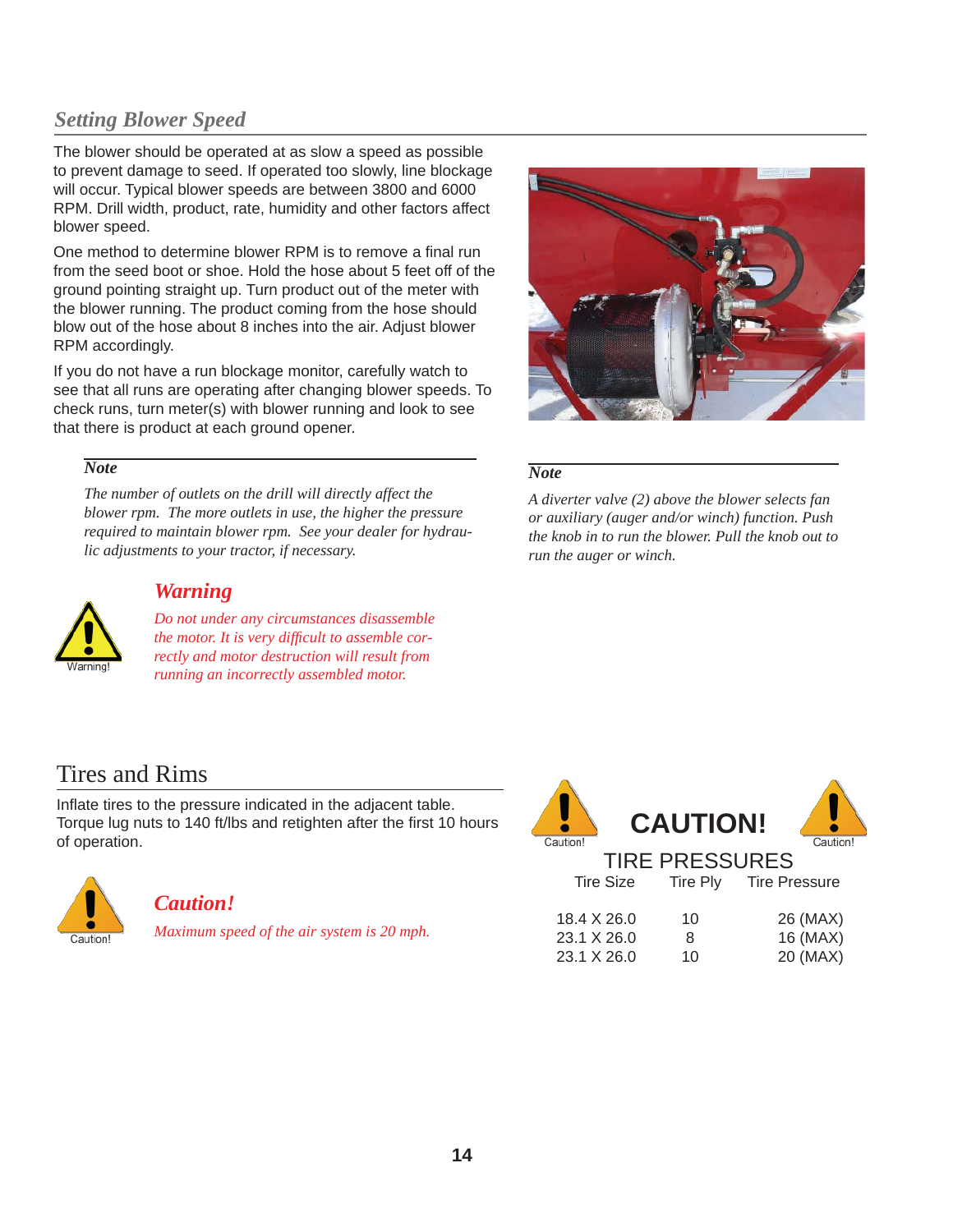## *Setting Blower Speed*

The blower should be operated at as slow a speed as possible to prevent damage to seed. If operated too slowly, line blockage will occur. Typical blower speeds are between 3800 and 6000 RPM. Drill width, product, rate, humidity and other factors affect blower speed.

One method to determine blower RPM is to remove a final run from the seed boot or shoe. Hold the hose about 5 feet off of the ground pointing straight up. Turn product out of the meter with the blower running. The product coming from the hose should blow out of the hose about 8 inches into the air. Adjust blower RPM accordingly.

If you do not have a run blockage monitor, carefully watch to see that all runs are operating after changing blower speeds. To check runs, turn meter(s) with blower running and look to see that there is product at each ground opener.

***Note***

*The number of outlets on the drill will directly affect the blower rpm. The more outlets in use, the higher the pressure required to maintain blower rpm. See your dealer for hydraulic adjustments to your tractor, if necessary.*

***Warning***

*Do not under any circumstances disassemble the motor. It is very difficult to assemble correctly and motor destruction will result from running an incorrectly assembled motor.*

***Note***

*A diverter valve (2) above the blower selects fan or auxiliary (auger and/or winch) function. Push the knob in to run the blower. Pull the knob out to run the auger or winch.*

## Tires and Rims

Inflate tires to the pressure indicated in the adjacent table. Torque lug nuts to 140 ft/lbs and retighten after the first 10 hours of operation.

***Caution!***

*Maximum speed of the air system is 20 mph.*

**CAUTION!**

TIRE PRESSURES

| Tire Size | Tire Ply | Tire Pressure |
|---|---|---|
| 18.4 X 26.0 | 10 | 26 (MAX) |
| 23.1 X 26.0 | 8 | 16 (MAX) |
| 23.1 X 26.0 | 10 | 20 (MAX) |